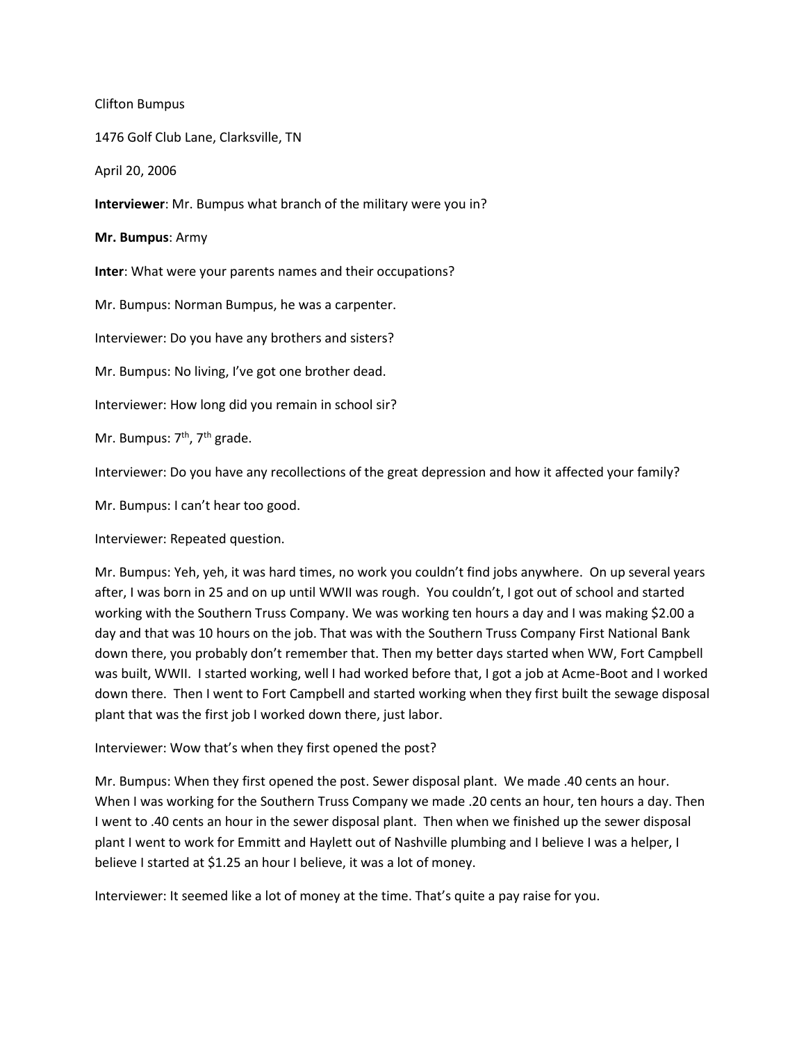Clifton Bumpus

1476 Golf Club Lane, Clarksville, TN

April 20, 2006

**Interviewer**: Mr. Bumpus what branch of the military were you in?

**Mr. Bumpus**: Army

**Inter**: What were your parents names and their occupations?

Mr. Bumpus: Norman Bumpus, he was a carpenter.

Interviewer: Do you have any brothers and sisters?

Mr. Bumpus: No living, I've got one brother dead.

Interviewer: How long did you remain in school sir?

Mr. Bumpus: 7th, 7th grade.

Interviewer: Do you have any recollections of the great depression and how it affected your family?

Mr. Bumpus: I can't hear too good.

Interviewer: Repeated question.

Mr. Bumpus: Yeh, yeh, it was hard times, no work you couldn't find jobs anywhere. On up several years after, I was born in 25 and on up until WWII was rough. You couldn't, I got out of school and started working with the Southern Truss Company. We was working ten hours a day and I was making $2.00 a day and that was 10 hours on the job. That was with the Southern Truss Company First National Bank down there, you probably don't remember that. Then my better days started when WW, Fort Campbell was built, WWII. I started working, well I had worked before that, I got a job at Acme-Boot and I worked down there. Then I went to Fort Campbell and started working when they first built the sewage disposal plant that was the first job I worked down there, just labor.

Interviewer: Wow that's when they first opened the post?

Mr. Bumpus: When they first opened the post. Sewer disposal plant. We made .40 cents an hour. When I was working for the Southern Truss Company we made .20 cents an hour, ten hours a day. Then I went to .40 cents an hour in the sewer disposal plant. Then when we finished up the sewer disposal plant I went to work for Emmitt and Haylett out of Nashville plumbing and I believe I was a helper, I believe I started at $1.25 an hour I believe, it was a lot of money.

Interviewer: It seemed like a lot of money at the time. That's quite a pay raise for you.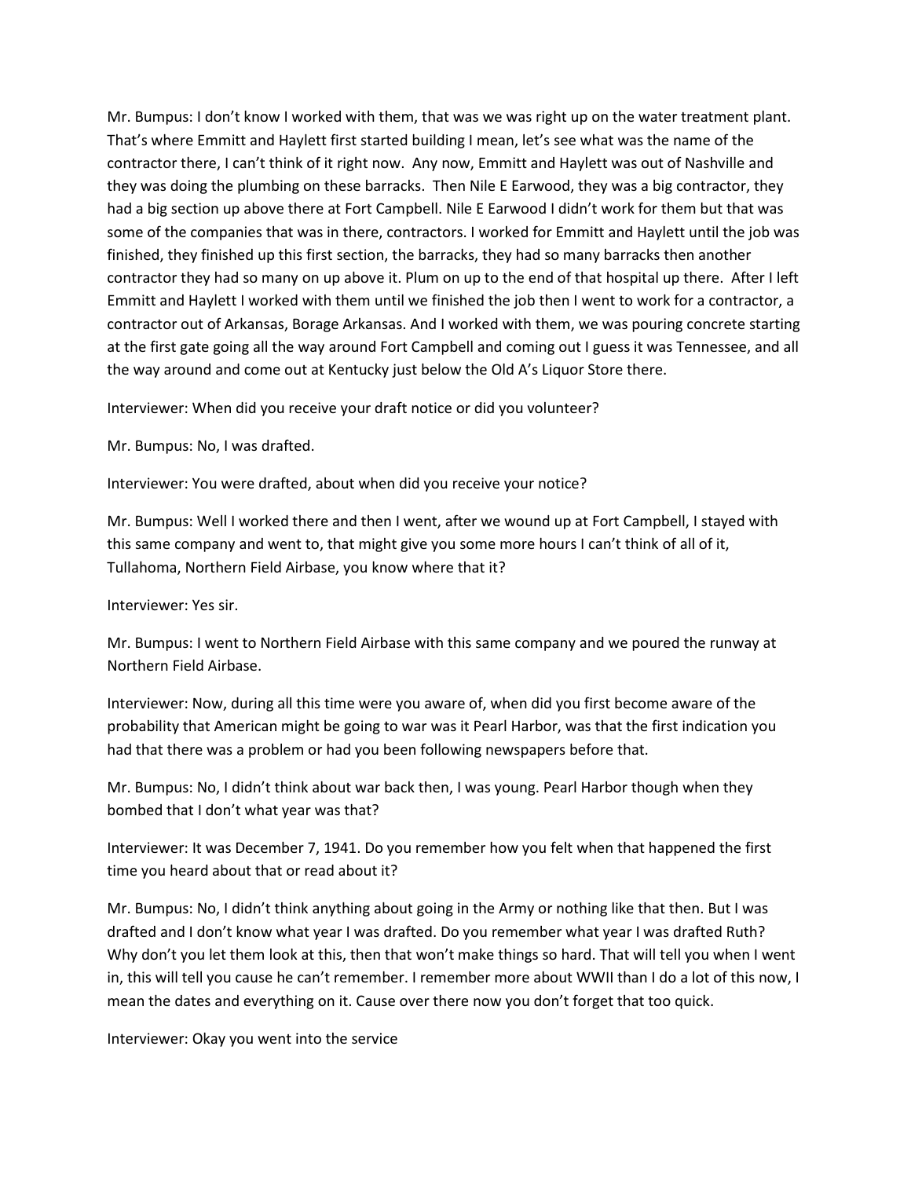Mr. Bumpus: I don't know I worked with them, that was we was right up on the water treatment plant. That's where Emmitt and Haylett first started building I mean, let's see what was the name of the contractor there, I can't think of it right now. Any now, Emmitt and Haylett was out of Nashville and they was doing the plumbing on these barracks. Then Nile E Earwood, they was a big contractor, they had a big section up above there at Fort Campbell. Nile E Earwood I didn't work for them but that was some of the companies that was in there, contractors. I worked for Emmitt and Haylett until the job was finished, they finished up this first section, the barracks, they had so many barracks then another contractor they had so many on up above it. Plum on up to the end of that hospital up there. After I left Emmitt and Haylett I worked with them until we finished the job then I went to work for a contractor, a contractor out of Arkansas, Borage Arkansas. And I worked with them, we was pouring concrete starting at the first gate going all the way around Fort Campbell and coming out I guess it was Tennessee, and all the way around and come out at Kentucky just below the Old A's Liquor Store there.

Interviewer: When did you receive your draft notice or did you volunteer?

Mr. Bumpus: No, I was drafted.

Interviewer: You were drafted, about when did you receive your notice?

Mr. Bumpus: Well I worked there and then I went, after we wound up at Fort Campbell, I stayed with this same company and went to, that might give you some more hours I can't think of all of it, Tullahoma, Northern Field Airbase, you know where that it?

Interviewer: Yes sir.

Mr. Bumpus: I went to Northern Field Airbase with this same company and we poured the runway at Northern Field Airbase.

Interviewer: Now, during all this time were you aware of, when did you first become aware of the probability that American might be going to war was it Pearl Harbor, was that the first indication you had that there was a problem or had you been following newspapers before that.

Mr. Bumpus: No, I didn't think about war back then, I was young. Pearl Harbor though when they bombed that I don't what year was that?

Interviewer: It was December 7, 1941. Do you remember how you felt when that happened the first time you heard about that or read about it?

Mr. Bumpus: No, I didn't think anything about going in the Army or nothing like that then. But I was drafted and I don't know what year I was drafted. Do you remember what year I was drafted Ruth? Why don't you let them look at this, then that won't make things so hard. That will tell you when I went in, this will tell you cause he can't remember. I remember more about WWII than I do a lot of this now, I mean the dates and everything on it. Cause over there now you don't forget that too quick.

Interviewer: Okay you went into the service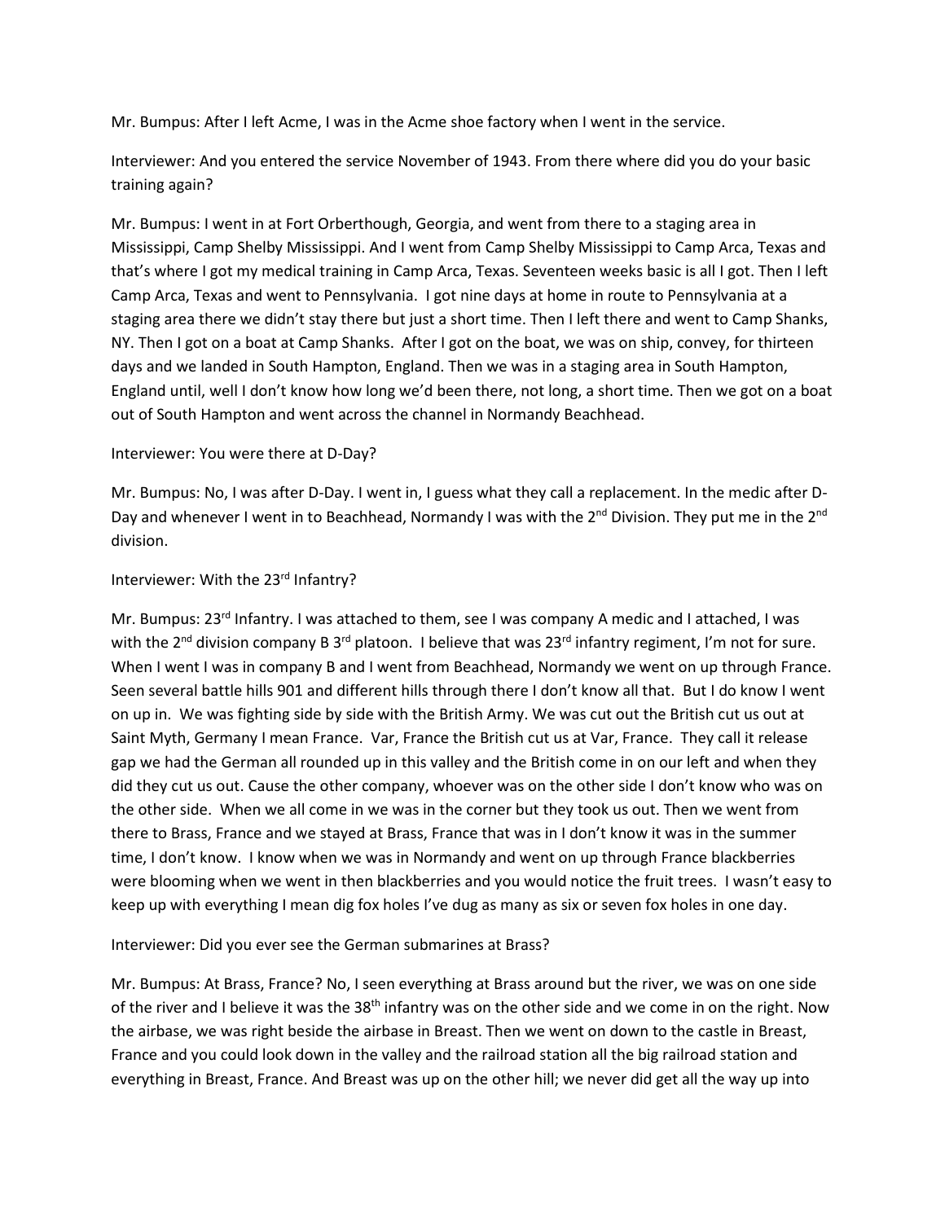Mr. Bumpus: After I left Acme, I was in the Acme shoe factory when I went in the service.

Interviewer: And you entered the service November of 1943. From there where did you do your basic training again?

Mr. Bumpus: I went in at Fort Orberthough, Georgia, and went from there to a staging area in Mississippi, Camp Shelby Mississippi. And I went from Camp Shelby Mississippi to Camp Arca, Texas and that's where I got my medical training in Camp Arca, Texas. Seventeen weeks basic is all I got. Then I left Camp Arca, Texas and went to Pennsylvania. I got nine days at home in route to Pennsylvania at a staging area there we didn't stay there but just a short time. Then I left there and went to Camp Shanks, NY. Then I got on a boat at Camp Shanks. After I got on the boat, we was on ship, convey, for thirteen days and we landed in South Hampton, England. Then we was in a staging area in South Hampton, England until, well I don't know how long we'd been there, not long, a short time. Then we got on a boat out of South Hampton and went across the channel in Normandy Beachhead.

Interviewer: You were there at D-Day?

Mr. Bumpus: No, I was after D-Day. I went in, I guess what they call a replacement. In the medic after D-Day and whenever I went in to Beachhead, Normandy I was with the 2nd Division. They put me in the 2nd division.

Interviewer: With the 23rd Infantry?

Mr. Bumpus: 23rd Infantry. I was attached to them, see I was company A medic and I attached, I was with the 2nd division company B 3rd platoon. I believe that was 23rd infantry regiment, I'm not for sure. When I went I was in company B and I went from Beachhead, Normandy we went on up through France. Seen several battle hills 901 and different hills through there I don't know all that. But I do know I went on up in. We was fighting side by side with the British Army. We was cut out the British cut us out at Saint Myth, Germany I mean France. Var, France the British cut us at Var, France. They call it release gap we had the German all rounded up in this valley and the British come in on our left and when they did they cut us out. Cause the other company, whoever was on the other side I don't know who was on the other side. When we all come in we was in the corner but they took us out. Then we went from there to Brass, France and we stayed at Brass, France that was in I don't know it was in the summer time, I don't know. I know when we was in Normandy and went on up through France blackberries were blooming when we went in then blackberries and you would notice the fruit trees. I wasn't easy to keep up with everything I mean dig fox holes I've dug as many as six or seven fox holes in one day.

Interviewer: Did you ever see the German submarines at Brass?

Mr. Bumpus: At Brass, France? No, I seen everything at Brass around but the river, we was on one side of the river and I believe it was the 38th infantry was on the other side and we come in on the right. Now the airbase, we was right beside the airbase in Breast. Then we went on down to the castle in Breast, France and you could look down in the valley and the railroad station all the big railroad station and everything in Breast, France. And Breast was up on the other hill; we never did get all the way up into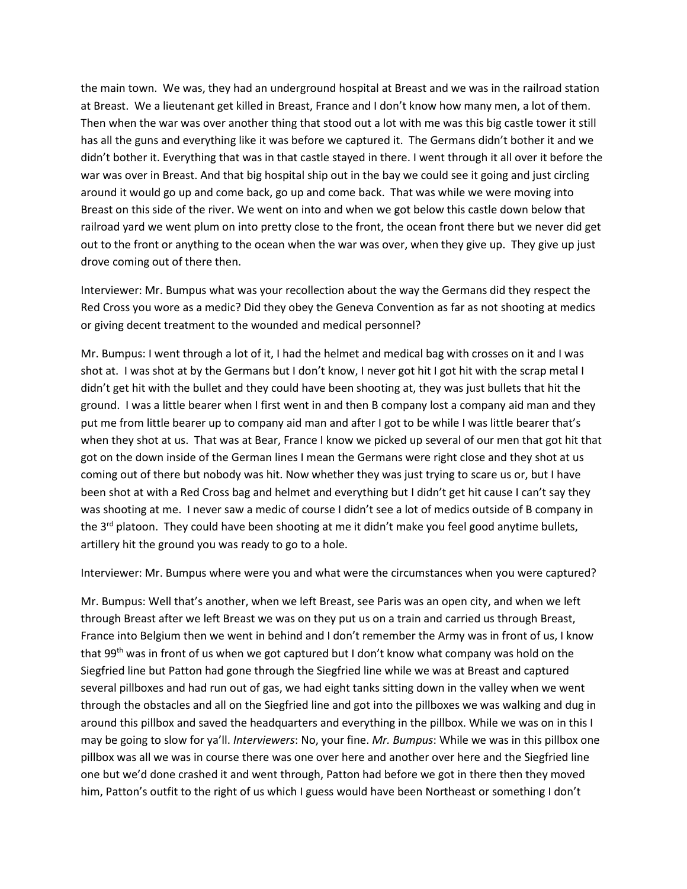the main town. We was, they had an underground hospital at Breast and we was in the railroad station at Breast. We a lieutenant get killed in Breast, France and I don't know how many men, a lot of them. Then when the war was over another thing that stood out a lot with me was this big castle tower it still has all the guns and everything like it was before we captured it. The Germans didn't bother it and we didn't bother it. Everything that was in that castle stayed in there. I went through it all over it before the war was over in Breast. And that big hospital ship out in the bay we could see it going and just circling around it would go up and come back, go up and come back. That was while we were moving into Breast on this side of the river. We went on into and when we got below this castle down below that railroad yard we went plum on into pretty close to the front, the ocean front there but we never did get out to the front or anything to the ocean when the war was over, when they give up. They give up just drove coming out of there then.

Interviewer: Mr. Bumpus what was your recollection about the way the Germans did they respect the Red Cross you wore as a medic? Did they obey the Geneva Convention as far as not shooting at medics or giving decent treatment to the wounded and medical personnel?

Mr. Bumpus: I went through a lot of it, I had the helmet and medical bag with crosses on it and I was shot at. I was shot at by the Germans but I don't know, I never got hit I got hit with the scrap metal I didn't get hit with the bullet and they could have been shooting at, they was just bullets that hit the ground. I was a little bearer when I first went in and then B company lost a company aid man and they put me from little bearer up to company aid man and after I got to be while I was little bearer that's when they shot at us. That was at Bear, France I know we picked up several of our men that got hit that got on the down inside of the German lines I mean the Germans were right close and they shot at us coming out of there but nobody was hit. Now whether they was just trying to scare us or, but I have been shot at with a Red Cross bag and helmet and everything but I didn't get hit cause I can't say they was shooting at me. I never saw a medic of course I didn't see a lot of medics outside of B company in the 3rd platoon. They could have been shooting at me it didn't make you feel good anytime bullets, artillery hit the ground you was ready to go to a hole.

Interviewer: Mr. Bumpus where were you and what were the circumstances when you were captured?

Mr. Bumpus: Well that's another, when we left Breast, see Paris was an open city, and when we left through Breast after we left Breast we was on they put us on a train and carried us through Breast, France into Belgium then we went in behind and I don't remember the Army was in front of us, I know that 99th was in front of us when we got captured but I don't know what company was hold on the Siegfried line but Patton had gone through the Siegfried line while we was at Breast and captured several pillboxes and had run out of gas, we had eight tanks sitting down in the valley when we went through the obstacles and all on the Siegfried line and got into the pillboxes we was walking and dug in around this pillbox and saved the headquarters and everything in the pillbox. While we was on in this I may be going to slow for ya'll. *Interviewers*: No, your fine. *Mr. Bumpus*: While we was in this pillbox one pillbox was all we was in course there was one over here and another over here and the Siegfried line one but we'd done crashed it and went through, Patton had before we got in there then they moved him, Patton's outfit to the right of us which I guess would have been Northeast or something I don't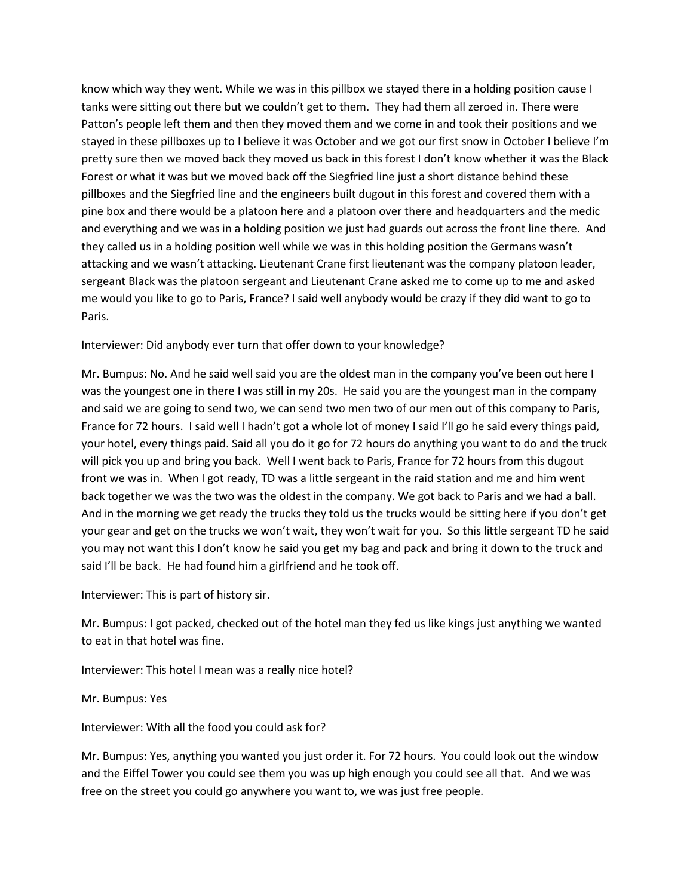know which way they went. While we was in this pillbox we stayed there in a holding position cause I tanks were sitting out there but we couldn't get to them. They had them all zeroed in. There were Patton's people left them and then they moved them and we come in and took their positions and we stayed in these pillboxes up to I believe it was October and we got our first snow in October I believe I'm pretty sure then we moved back they moved us back in this forest I don't know whether it was the Black Forest or what it was but we moved back off the Siegfried line just a short distance behind these pillboxes and the Siegfried line and the engineers built dugout in this forest and covered them with a pine box and there would be a platoon here and a platoon over there and headquarters and the medic and everything and we was in a holding position we just had guards out across the front line there. And they called us in a holding position well while we was in this holding position the Germans wasn't attacking and we wasn't attacking. Lieutenant Crane first lieutenant was the company platoon leader, sergeant Black was the platoon sergeant and Lieutenant Crane asked me to come up to me and asked me would you like to go to Paris, France? I said well anybody would be crazy if they did want to go to Paris.

Interviewer: Did anybody ever turn that offer down to your knowledge?

Mr. Bumpus: No. And he said well said you are the oldest man in the company you've been out here I was the youngest one in there I was still in my 20s. He said you are the youngest man in the company and said we are going to send two, we can send two men two of our men out of this company to Paris, France for 72 hours. I said well I hadn't got a whole lot of money I said I'll go he said every things paid, your hotel, every things paid. Said all you do it go for 72 hours do anything you want to do and the truck will pick you up and bring you back. Well I went back to Paris, France for 72 hours from this dugout front we was in. When I got ready, TD was a little sergeant in the raid station and me and him went back together we was the two was the oldest in the company. We got back to Paris and we had a ball. And in the morning we get ready the trucks they told us the trucks would be sitting here if you don't get your gear and get on the trucks we won't wait, they won't wait for you. So this little sergeant TD he said you may not want this I don't know he said you get my bag and pack and bring it down to the truck and said I'll be back. He had found him a girlfriend and he took off.

Interviewer: This is part of history sir.

Mr. Bumpus: I got packed, checked out of the hotel man they fed us like kings just anything we wanted to eat in that hotel was fine.

Interviewer: This hotel I mean was a really nice hotel?

Mr. Bumpus: Yes

Interviewer: With all the food you could ask for?

Mr. Bumpus: Yes, anything you wanted you just order it. For 72 hours. You could look out the window and the Eiffel Tower you could see them you was up high enough you could see all that. And we was free on the street you could go anywhere you want to, we was just free people.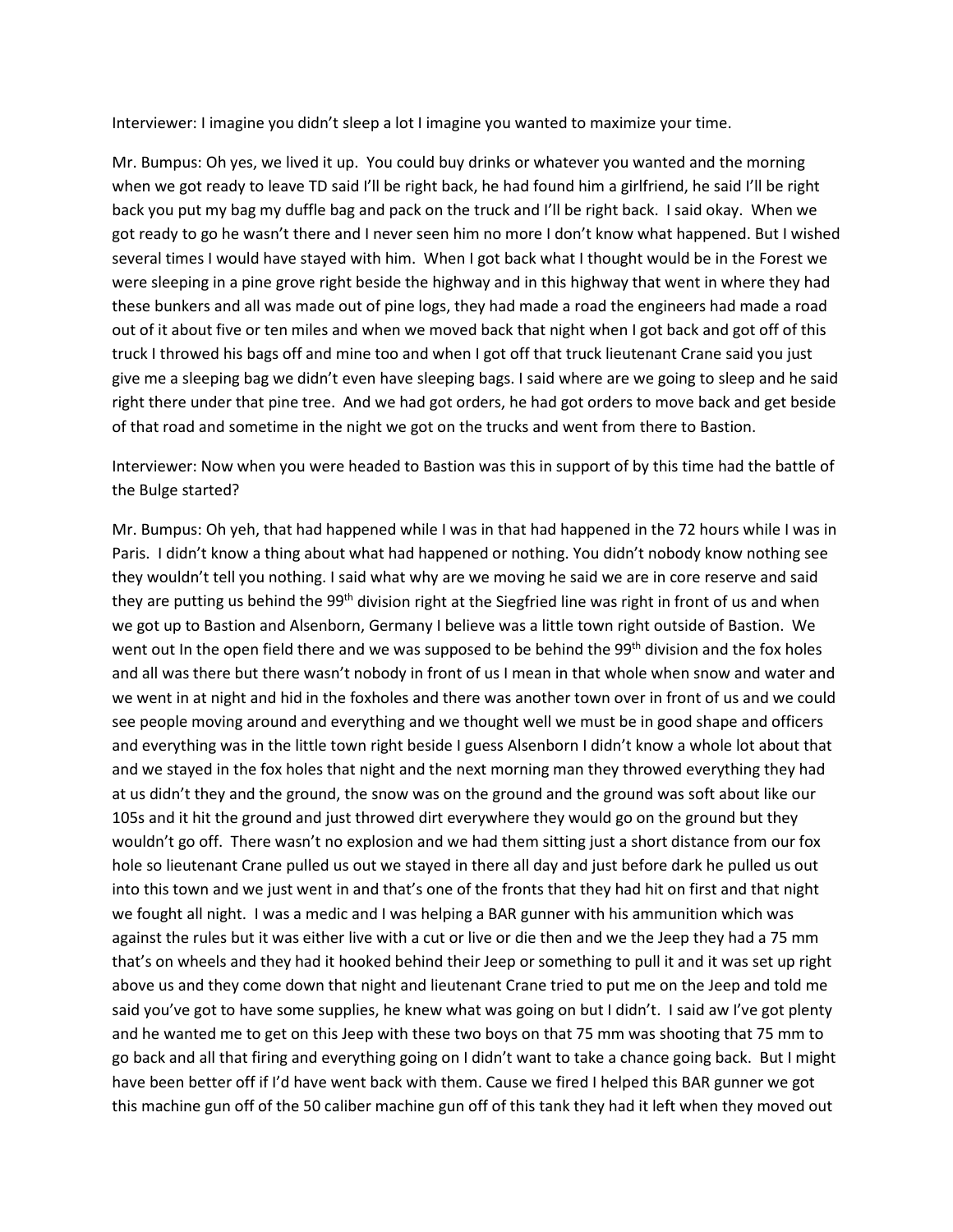Interviewer: I imagine you didn't sleep a lot I imagine you wanted to maximize your time.

Mr. Bumpus: Oh yes, we lived it up. You could buy drinks or whatever you wanted and the morning when we got ready to leave TD said I'll be right back, he had found him a girlfriend, he said I'll be right back you put my bag my duffle bag and pack on the truck and I'll be right back. I said okay. When we got ready to go he wasn't there and I never seen him no more I don't know what happened. But I wished several times I would have stayed with him. When I got back what I thought would be in the Forest we were sleeping in a pine grove right beside the highway and in this highway that went in where they had these bunkers and all was made out of pine logs, they had made a road the engineers had made a road out of it about five or ten miles and when we moved back that night when I got back and got off of this truck I throwed his bags off and mine too and when I got off that truck lieutenant Crane said you just give me a sleeping bag we didn't even have sleeping bags. I said where are we going to sleep and he said right there under that pine tree. And we had got orders, he had got orders to move back and get beside of that road and sometime in the night we got on the trucks and went from there to Bastion.

Interviewer: Now when you were headed to Bastion was this in support of by this time had the battle of the Bulge started?

Mr. Bumpus: Oh yeh, that had happened while I was in that had happened in the 72 hours while I was in Paris. I didn't know a thing about what had happened or nothing. You didn't nobody know nothing see they wouldn't tell you nothing. I said what why are we moving he said we are in core reserve and said they are putting us behind the 99th division right at the Siegfried line was right in front of us and when we got up to Bastion and Alsenborn, Germany I believe was a little town right outside of Bastion. We went out In the open field there and we was supposed to be behind the 99th division and the fox holes and all was there but there wasn't nobody in front of us I mean in that whole when snow and water and we went in at night and hid in the foxholes and there was another town over in front of us and we could see people moving around and everything and we thought well we must be in good shape and officers and everything was in the little town right beside I guess Alsenborn I didn't know a whole lot about that and we stayed in the fox holes that night and the next morning man they throwed everything they had at us didn't they and the ground, the snow was on the ground and the ground was soft about like our 105s and it hit the ground and just throwed dirt everywhere they would go on the ground but they wouldn't go off. There wasn't no explosion and we had them sitting just a short distance from our fox hole so lieutenant Crane pulled us out we stayed in there all day and just before dark he pulled us out into this town and we just went in and that's one of the fronts that they had hit on first and that night we fought all night. I was a medic and I was helping a BAR gunner with his ammunition which was against the rules but it was either live with a cut or live or die then and we the Jeep they had a 75 mm that's on wheels and they had it hooked behind their Jeep or something to pull it and it was set up right above us and they come down that night and lieutenant Crane tried to put me on the Jeep and told me said you've got to have some supplies, he knew what was going on but I didn't. I said aw I've got plenty and he wanted me to get on this Jeep with these two boys on that 75 mm was shooting that 75 mm to go back and all that firing and everything going on I didn't want to take a chance going back. But I might have been better off if I'd have went back with them. Cause we fired I helped this BAR gunner we got this machine gun off of the 50 caliber machine gun off of this tank they had it left when they moved out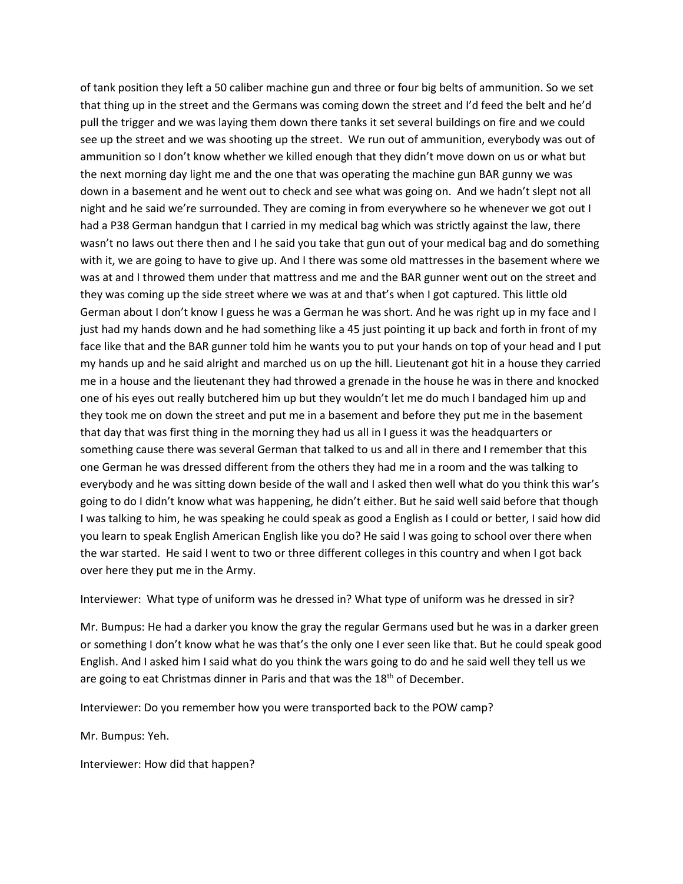of tank position they left a 50 caliber machine gun and three or four big belts of ammunition. So we set that thing up in the street and the Germans was coming down the street and I'd feed the belt and he'd pull the trigger and we was laying them down there tanks it set several buildings on fire and we could see up the street and we was shooting up the street. We run out of ammunition, everybody was out of ammunition so I don't know whether we killed enough that they didn't move down on us or what but the next morning day light me and the one that was operating the machine gun BAR gunny we was down in a basement and he went out to check and see what was going on. And we hadn't slept not all night and he said we're surrounded. They are coming in from everywhere so he whenever we got out I had a P38 German handgun that I carried in my medical bag which was strictly against the law, there wasn't no laws out there then and I he said you take that gun out of your medical bag and do something with it, we are going to have to give up. And I there was some old mattresses in the basement where we was at and I throwed them under that mattress and me and the BAR gunner went out on the street and they was coming up the side street where we was at and that's when I got captured. This little old German about I don't know I guess he was a German he was short. And he was right up in my face and I just had my hands down and he had something like a 45 just pointing it up back and forth in front of my face like that and the BAR gunner told him he wants you to put your hands on top of your head and I put my hands up and he said alright and marched us on up the hill. Lieutenant got hit in a house they carried me in a house and the lieutenant they had throwed a grenade in the house he was in there and knocked one of his eyes out really butchered him up but they wouldn't let me do much I bandaged him up and they took me on down the street and put me in a basement and before they put me in the basement that day that was first thing in the morning they had us all in I guess it was the headquarters or something cause there was several German that talked to us and all in there and I remember that this one German he was dressed different from the others they had me in a room and the was talking to everybody and he was sitting down beside of the wall and I asked then well what do you think this war's going to do I didn't know what was happening, he didn't either. But he said well said before that though I was talking to him, he was speaking he could speak as good a English as I could or better, I said how did you learn to speak English American English like you do? He said I was going to school over there when the war started. He said I went to two or three different colleges in this country and when I got back over here they put me in the Army.

Interviewer: What type of uniform was he dressed in? What type of uniform was he dressed in sir?

Mr. Bumpus: He had a darker you know the gray the regular Germans used but he was in a darker green or something I don't know what he was that's the only one I ever seen like that. But he could speak good English. And I asked him I said what do you think the wars going to do and he said well they tell us we are going to eat Christmas dinner in Paris and that was the 18th of December.

Interviewer: Do you remember how you were transported back to the POW camp?

Mr. Bumpus: Yeh.

Interviewer: How did that happen?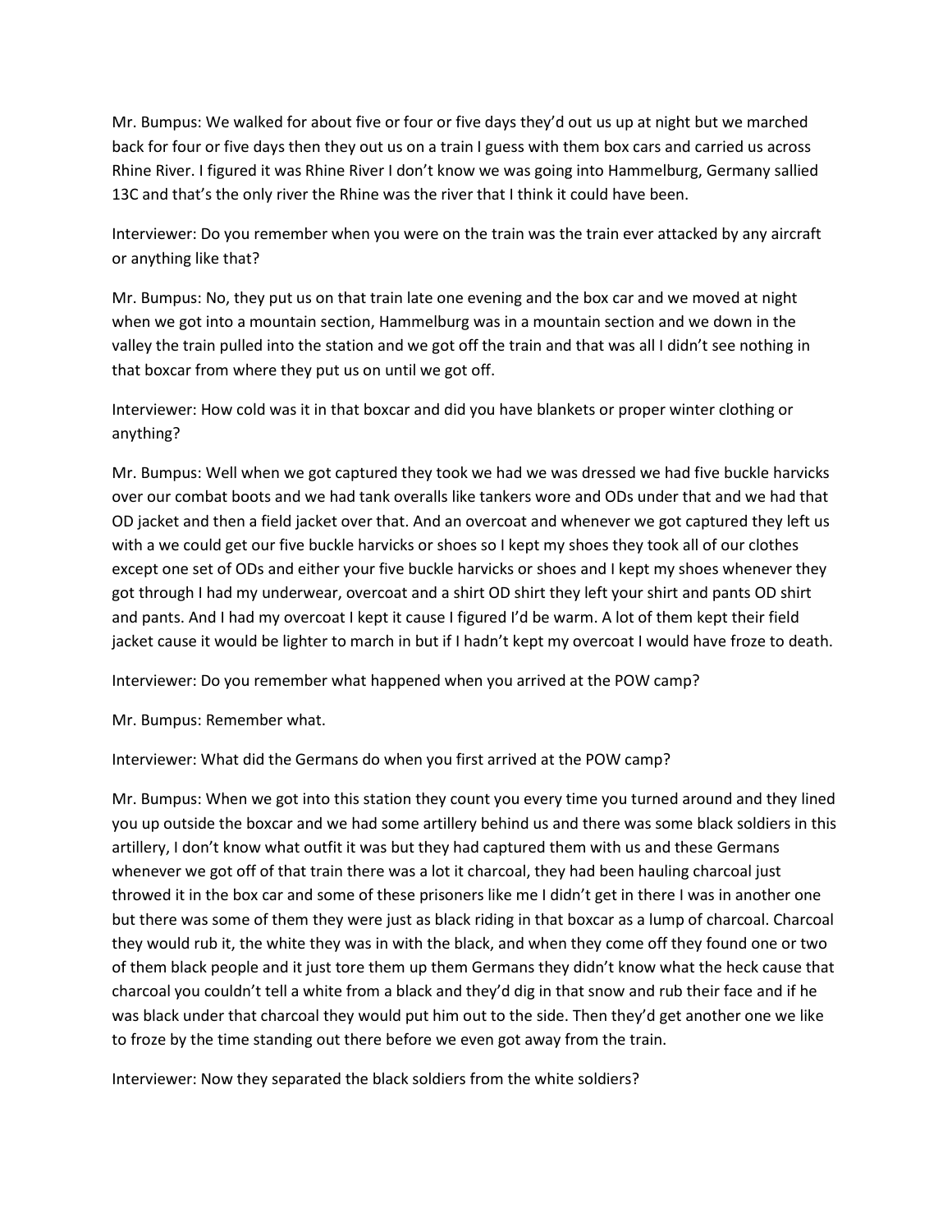Mr. Bumpus: We walked for about five or four or five days they'd out us up at night but we marched back for four or five days then they out us on a train I guess with them box cars and carried us across Rhine River. I figured it was Rhine River I don't know we was going into Hammelburg, Germany sallied 13C and that's the only river the Rhine was the river that I think it could have been.

Interviewer: Do you remember when you were on the train was the train ever attacked by any aircraft or anything like that?

Mr. Bumpus: No, they put us on that train late one evening and the box car and we moved at night when we got into a mountain section, Hammelburg was in a mountain section and we down in the valley the train pulled into the station and we got off the train and that was all I didn't see nothing in that boxcar from where they put us on until we got off.

Interviewer: How cold was it in that boxcar and did you have blankets or proper winter clothing or anything?

Mr. Bumpus: Well when we got captured they took we had we was dressed we had five buckle harvicks over our combat boots and we had tank overalls like tankers wore and ODs under that and we had that OD jacket and then a field jacket over that. And an overcoat and whenever we got captured they left us with a we could get our five buckle harvicks or shoes so I kept my shoes they took all of our clothes except one set of ODs and either your five buckle harvicks or shoes and I kept my shoes whenever they got through I had my underwear, overcoat and a shirt OD shirt they left your shirt and pants OD shirt and pants. And I had my overcoat I kept it cause I figured I'd be warm. A lot of them kept their field jacket cause it would be lighter to march in but if I hadn't kept my overcoat I would have froze to death.

Interviewer: Do you remember what happened when you arrived at the POW camp?

Mr. Bumpus: Remember what.

Interviewer: What did the Germans do when you first arrived at the POW camp?

Mr. Bumpus: When we got into this station they count you every time you turned around and they lined you up outside the boxcar and we had some artillery behind us and there was some black soldiers in this artillery, I don't know what outfit it was but they had captured them with us and these Germans whenever we got off of that train there was a lot it charcoal, they had been hauling charcoal just throwed it in the box car and some of these prisoners like me I didn't get in there I was in another one but there was some of them they were just as black riding in that boxcar as a lump of charcoal. Charcoal they would rub it, the white they was in with the black, and when they come off they found one or two of them black people and it just tore them up them Germans they didn't know what the heck cause that charcoal you couldn't tell a white from a black and they'd dig in that snow and rub their face and if he was black under that charcoal they would put him out to the side. Then they'd get another one we like to froze by the time standing out there before we even got away from the train.

Interviewer: Now they separated the black soldiers from the white soldiers?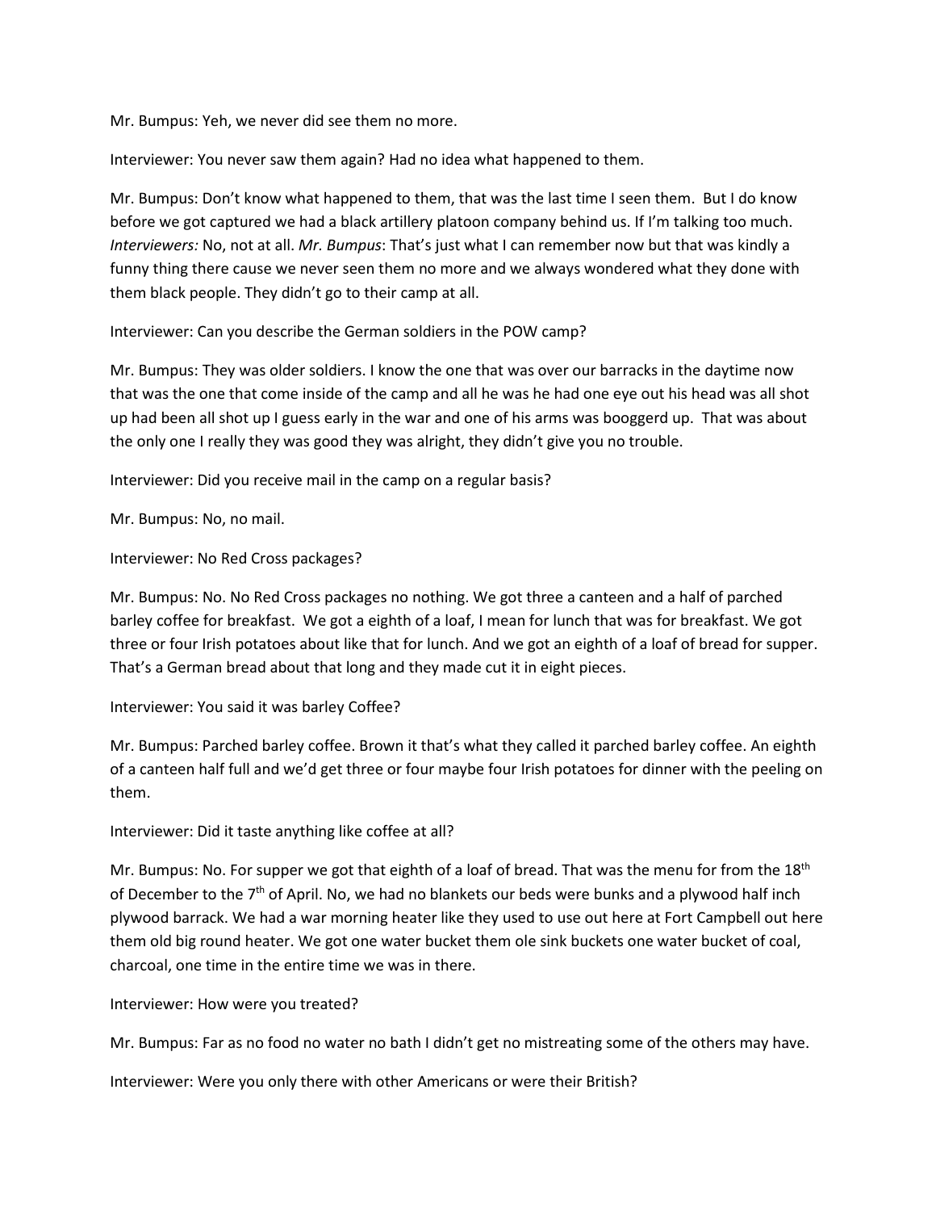Mr. Bumpus: Yeh, we never did see them no more.

Interviewer: You never saw them again? Had no idea what happened to them.

Mr. Bumpus: Don't know what happened to them, that was the last time I seen them. But I do know before we got captured we had a black artillery platoon company behind us. If I'm talking too much. *Interviewers:* No, not at all. *Mr. Bumpus*: That's just what I can remember now but that was kindly a funny thing there cause we never seen them no more and we always wondered what they done with them black people. They didn't go to their camp at all.

Interviewer: Can you describe the German soldiers in the POW camp?

Mr. Bumpus: They was older soldiers. I know the one that was over our barracks in the daytime now that was the one that come inside of the camp and all he was he had one eye out his head was all shot up had been all shot up I guess early in the war and one of his arms was booggerd up. That was about the only one I really they was good they was alright, they didn't give you no trouble.

Interviewer: Did you receive mail in the camp on a regular basis?

Mr. Bumpus: No, no mail.

Interviewer: No Red Cross packages?

Mr. Bumpus: No. No Red Cross packages no nothing. We got three a canteen and a half of parched barley coffee for breakfast. We got a eighth of a loaf, I mean for lunch that was for breakfast. We got three or four Irish potatoes about like that for lunch. And we got an eighth of a loaf of bread for supper. That's a German bread about that long and they made cut it in eight pieces.

Interviewer: You said it was barley Coffee?

Mr. Bumpus: Parched barley coffee. Brown it that's what they called it parched barley coffee. An eighth of a canteen half full and we'd get three or four maybe four Irish potatoes for dinner with the peeling on them.

Interviewer: Did it taste anything like coffee at all?

Mr. Bumpus: No. For supper we got that eighth of a loaf of bread. That was the menu for from the 18th of December to the 7th of April. No, we had no blankets our beds were bunks and a plywood half inch plywood barrack. We had a war morning heater like they used to use out here at Fort Campbell out here them old big round heater. We got one water bucket them ole sink buckets one water bucket of coal, charcoal, one time in the entire time we was in there.

Interviewer: How were you treated?

Mr. Bumpus: Far as no food no water no bath I didn't get no mistreating some of the others may have.

Interviewer: Were you only there with other Americans or were their British?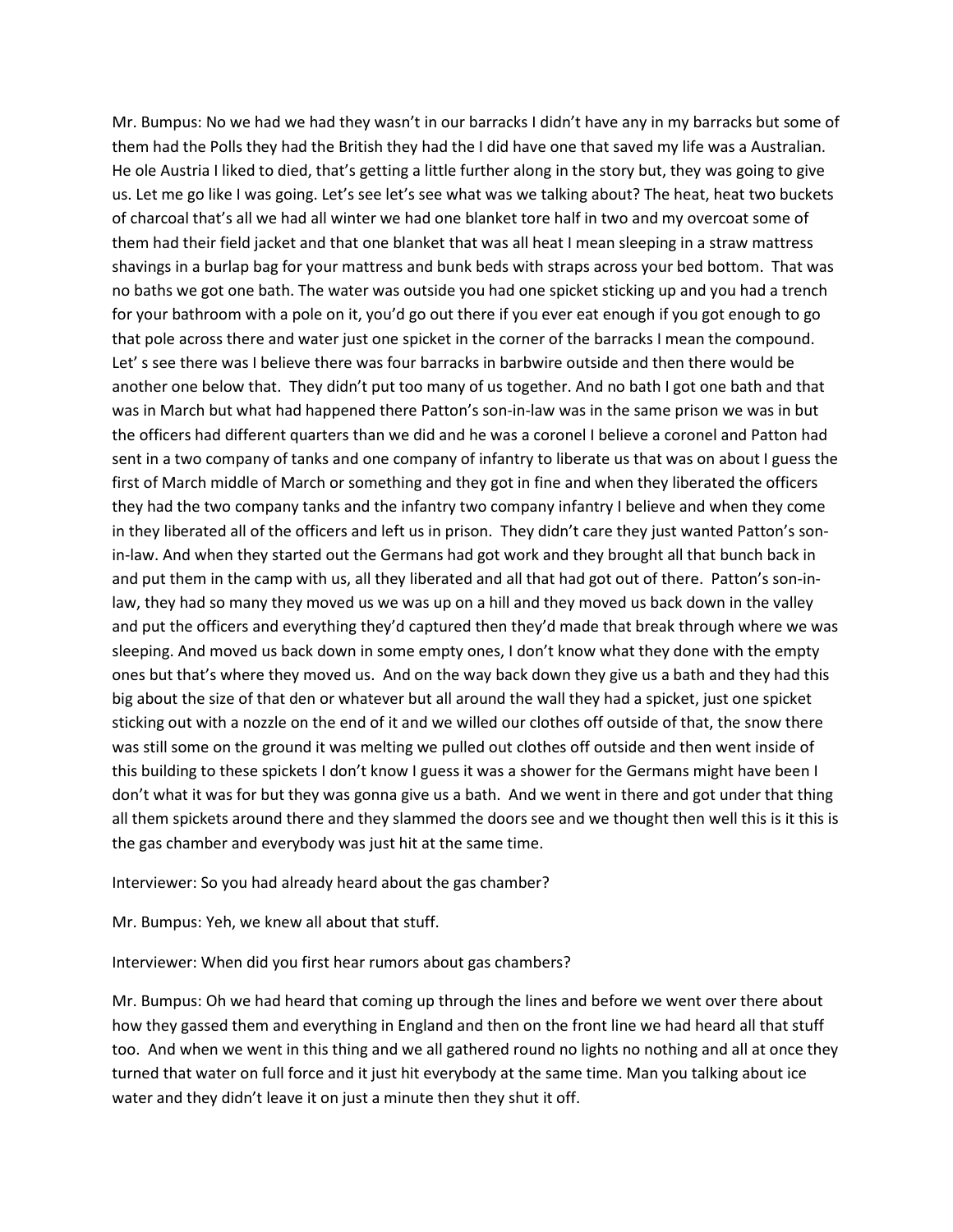Mr. Bumpus: No we had we had they wasn't in our barracks I didn't have any in my barracks but some of them had the Polls they had the British they had the I did have one that saved my life was a Australian. He ole Austria I liked to died, that's getting a little further along in the story but, they was going to give us. Let me go like I was going. Let's see let's see what was we talking about? The heat, heat two buckets of charcoal that's all we had all winter we had one blanket tore half in two and my overcoat some of them had their field jacket and that one blanket that was all heat I mean sleeping in a straw mattress shavings in a burlap bag for your mattress and bunk beds with straps across your bed bottom. That was no baths we got one bath. The water was outside you had one spicket sticking up and you had a trench for your bathroom with a pole on it, you'd go out there if you ever eat enough if you got enough to go that pole across there and water just one spicket in the corner of the barracks I mean the compound. Let' s see there was I believe there was four barracks in barbwire outside and then there would be another one below that. They didn't put too many of us together. And no bath I got one bath and that was in March but what had happened there Patton's son-in-law was in the same prison we was in but the officers had different quarters than we did and he was a coronel I believe a coronel and Patton had sent in a two company of tanks and one company of infantry to liberate us that was on about I guess the first of March middle of March or something and they got in fine and when they liberated the officers they had the two company tanks and the infantry two company infantry I believe and when they come in they liberated all of the officers and left us in prison. They didn't care they just wanted Patton's son-in-law. And when they started out the Germans had got work and they brought all that bunch back in and put them in the camp with us, all they liberated and all that had got out of there. Patton's son-in-law, they had so many they moved us we was up on a hill and they moved us back down in the valley and put the officers and everything they'd captured then they'd made that break through where we was sleeping. And moved us back down in some empty ones, I don't know what they done with the empty ones but that's where they moved us. And on the way back down they give us a bath and they had this big about the size of that den or whatever but all around the wall they had a spicket, just one spicket sticking out with a nozzle on the end of it and we willed our clothes off outside of that, the snow there was still some on the ground it was melting we pulled out clothes off outside and then went inside of this building to these spickets I don't know I guess it was a shower for the Germans might have been I don't what it was for but they was gonna give us a bath. And we went in there and got under that thing all them spickets around there and they slammed the doors see and we thought then well this is it this is the gas chamber and everybody was just hit at the same time.

Interviewer: So you had already heard about the gas chamber?

Mr. Bumpus: Yeh, we knew all about that stuff.

Interviewer: When did you first hear rumors about gas chambers?

Mr. Bumpus: Oh we had heard that coming up through the lines and before we went over there about how they gassed them and everything in England and then on the front line we had heard all that stuff too. And when we went in this thing and we all gathered round no lights no nothing and all at once they turned that water on full force and it just hit everybody at the same time. Man you talking about ice water and they didn't leave it on just a minute then they shut it off.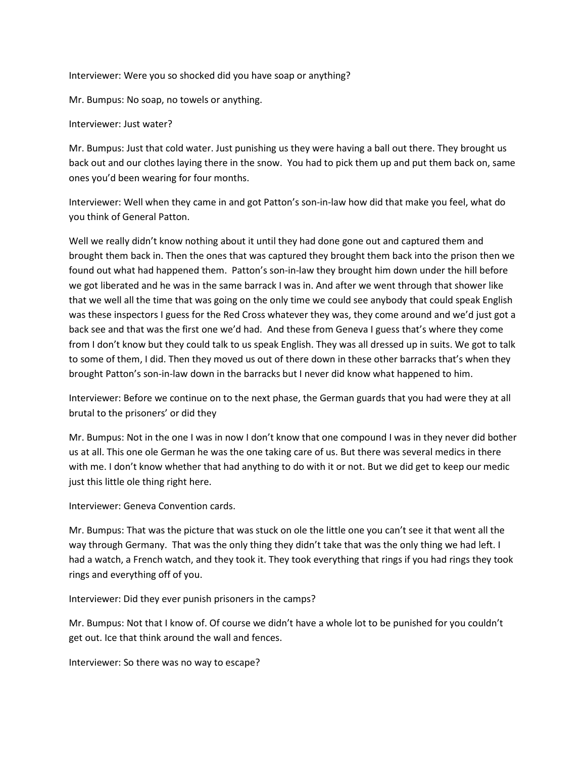Interviewer: Were you so shocked did you have soap or anything?

Mr. Bumpus: No soap, no towels or anything.

Interviewer: Just water?

Mr. Bumpus: Just that cold water. Just punishing us they were having a ball out there. They brought us back out and our clothes laying there in the snow. You had to pick them up and put them back on, same ones you'd been wearing for four months.

Interviewer: Well when they came in and got Patton's son-in-law how did that make you feel, what do you think of General Patton.

Well we really didn't know nothing about it until they had done gone out and captured them and brought them back in. Then the ones that was captured they brought them back into the prison then we found out what had happened them. Patton's son-in-law they brought him down under the hill before we got liberated and he was in the same barrack I was in. And after we went through that shower like that we well all the time that was going on the only time we could see anybody that could speak English was these inspectors I guess for the Red Cross whatever they was, they come around and we'd just got a back see and that was the first one we'd had. And these from Geneva I guess that's where they come from I don't know but they could talk to us speak English. They was all dressed up in suits. We got to talk to some of them, I did. Then they moved us out of there down in these other barracks that's when they brought Patton's son-in-law down in the barracks but I never did know what happened to him.

Interviewer: Before we continue on to the next phase, the German guards that you had were they at all brutal to the prisoners' or did they

Mr. Bumpus: Not in the one I was in now I don't know that one compound I was in they never did bother us at all. This one ole German he was the one taking care of us. But there was several medics in there with me. I don't know whether that had anything to do with it or not. But we did get to keep our medic just this little ole thing right here.

Interviewer: Geneva Convention cards.

Mr. Bumpus: That was the picture that was stuck on ole the little one you can't see it that went all the way through Germany. That was the only thing they didn't take that was the only thing we had left. I had a watch, a French watch, and they took it. They took everything that rings if you had rings they took rings and everything off of you.

Interviewer: Did they ever punish prisoners in the camps?

Mr. Bumpus: Not that I know of. Of course we didn't have a whole lot to be punished for you couldn't get out. Ice that think around the wall and fences.

Interviewer: So there was no way to escape?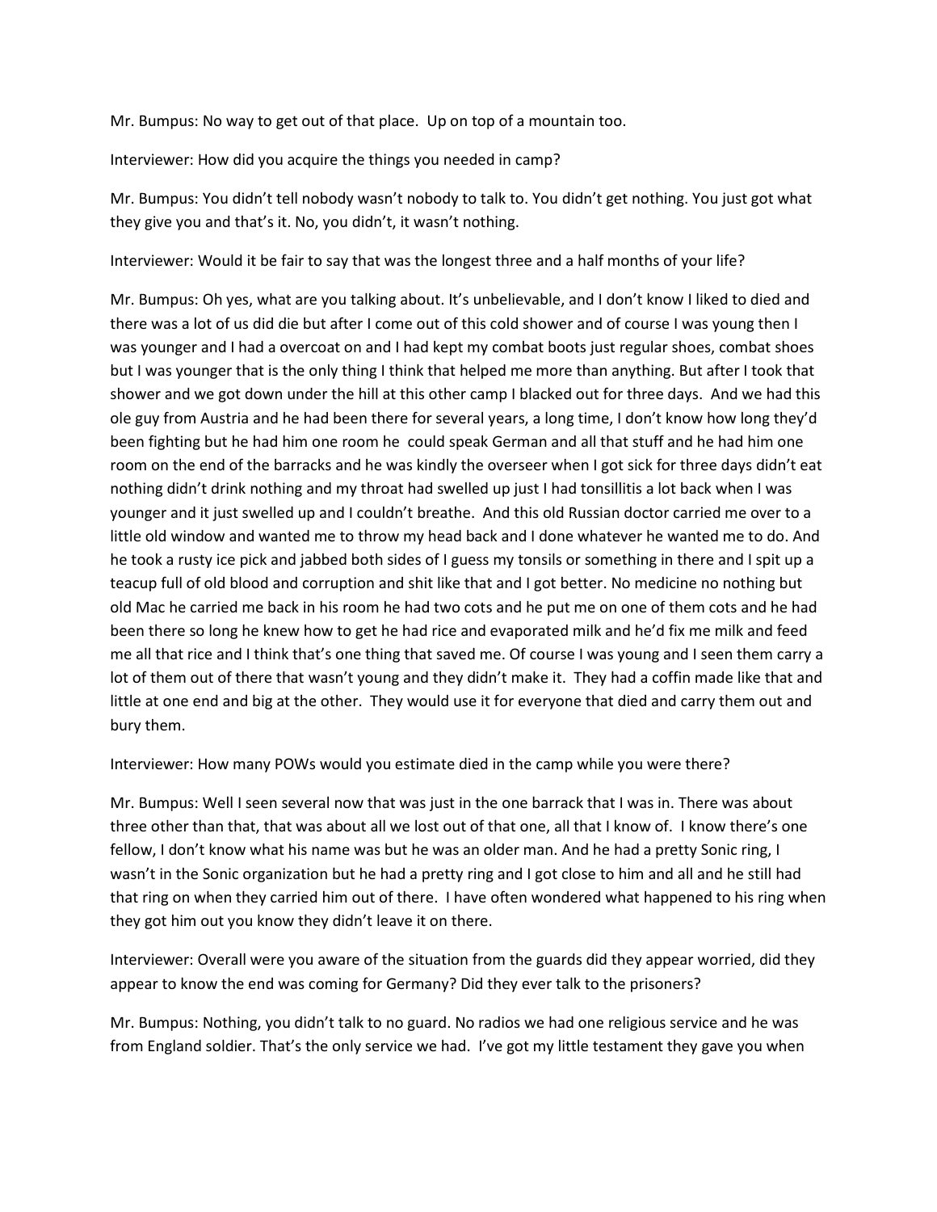Mr. Bumpus: No way to get out of that place. Up on top of a mountain too.

Interviewer: How did you acquire the things you needed in camp?

Mr. Bumpus: You didn't tell nobody wasn't nobody to talk to. You didn't get nothing. You just got what they give you and that's it. No, you didn't, it wasn't nothing.

Interviewer: Would it be fair to say that was the longest three and a half months of your life?

Mr. Bumpus: Oh yes, what are you talking about. It's unbelievable, and I don't know I liked to died and there was a lot of us did die but after I come out of this cold shower and of course I was young then I was younger and I had a overcoat on and I had kept my combat boots just regular shoes, combat shoes but I was younger that is the only thing I think that helped me more than anything. But after I took that shower and we got down under the hill at this other camp I blacked out for three days. And we had this ole guy from Austria and he had been there for several years, a long time, I don't know how long they'd been fighting but he had him one room he could speak German and all that stuff and he had him one room on the end of the barracks and he was kindly the overseer when I got sick for three days didn't eat nothing didn't drink nothing and my throat had swelled up just I had tonsillitis a lot back when I was younger and it just swelled up and I couldn't breathe. And this old Russian doctor carried me over to a little old window and wanted me to throw my head back and I done whatever he wanted me to do. And he took a rusty ice pick and jabbed both sides of I guess my tonsils or something in there and I spit up a teacup full of old blood and corruption and shit like that and I got better. No medicine no nothing but old Mac he carried me back in his room he had two cots and he put me on one of them cots and he had been there so long he knew how to get he had rice and evaporated milk and he'd fix me milk and feed me all that rice and I think that's one thing that saved me. Of course I was young and I seen them carry a lot of them out of there that wasn't young and they didn't make it. They had a coffin made like that and little at one end and big at the other. They would use it for everyone that died and carry them out and bury them.

Interviewer: How many POWs would you estimate died in the camp while you were there?

Mr. Bumpus: Well I seen several now that was just in the one barrack that I was in. There was about three other than that, that was about all we lost out of that one, all that I know of. I know there's one fellow, I don't know what his name was but he was an older man. And he had a pretty Sonic ring, I wasn't in the Sonic organization but he had a pretty ring and I got close to him and all and he still had that ring on when they carried him out of there. I have often wondered what happened to his ring when they got him out you know they didn't leave it on there.

Interviewer: Overall were you aware of the situation from the guards did they appear worried, did they appear to know the end was coming for Germany? Did they ever talk to the prisoners?

Mr. Bumpus: Nothing, you didn't talk to no guard. No radios we had one religious service and he was from England soldier. That's the only service we had. I've got my little testament they gave you when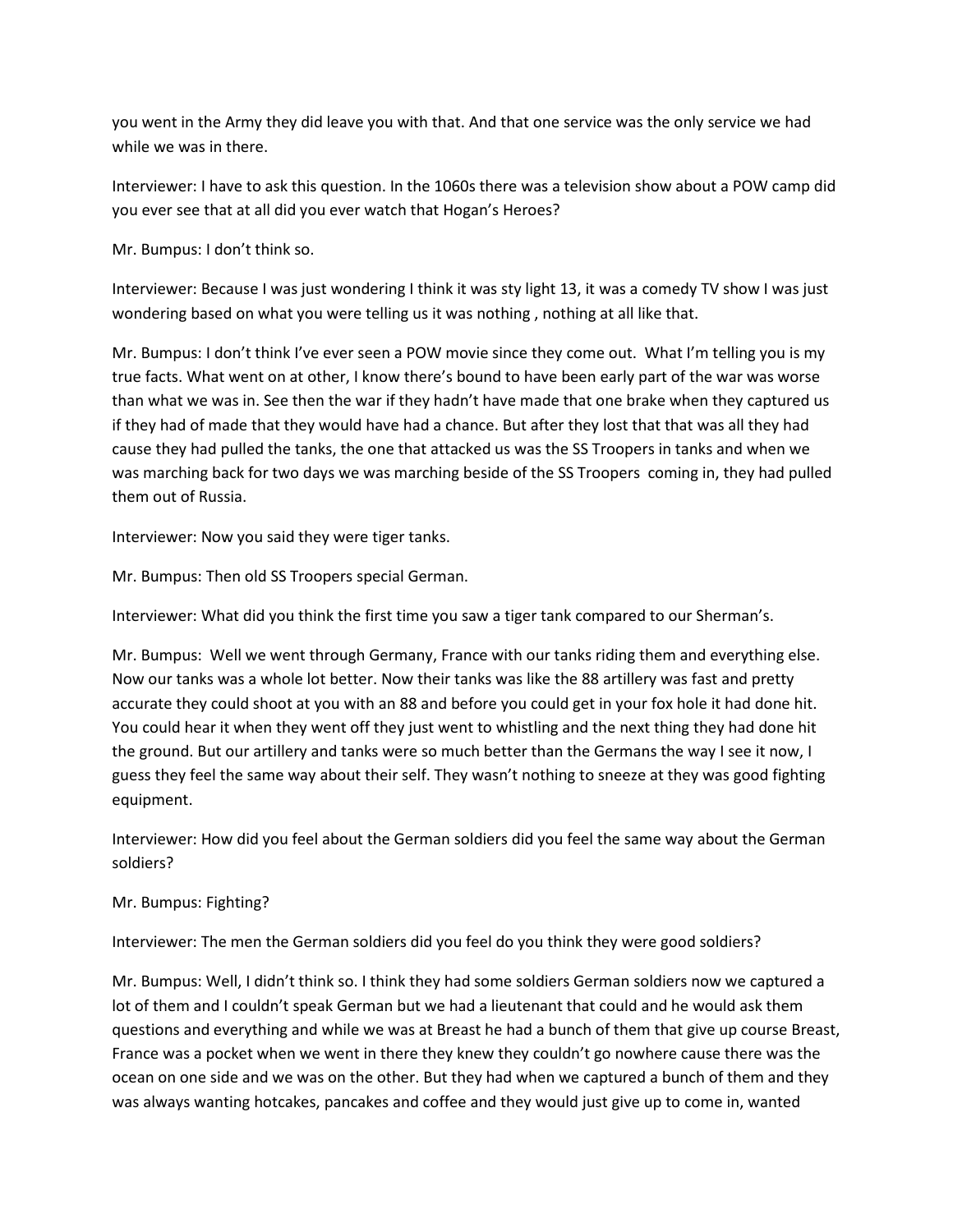you went in the Army they did leave you with that. And that one service was the only service we had while we was in there.

Interviewer: I have to ask this question. In the 1060s there was a television show about a POW camp did you ever see that at all did you ever watch that Hogan's Heroes?

Mr. Bumpus: I don't think so.

Interviewer: Because I was just wondering I think it was sty light 13, it was a comedy TV show I was just wondering based on what you were telling us it was nothing , nothing at all like that.

Mr. Bumpus: I don't think I've ever seen a POW movie since they come out. What I'm telling you is my true facts. What went on at other, I know there's bound to have been early part of the war was worse than what we was in. See then the war if they hadn't have made that one brake when they captured us if they had of made that they would have had a chance. But after they lost that that was all they had cause they had pulled the tanks, the one that attacked us was the SS Troopers in tanks and when we was marching back for two days we was marching beside of the SS Troopers coming in, they had pulled them out of Russia.

Interviewer: Now you said they were tiger tanks.

Mr. Bumpus: Then old SS Troopers special German.

Interviewer: What did you think the first time you saw a tiger tank compared to our Sherman's.

Mr. Bumpus: Well we went through Germany, France with our tanks riding them and everything else. Now our tanks was a whole lot better. Now their tanks was like the 88 artillery was fast and pretty accurate they could shoot at you with an 88 and before you could get in your fox hole it had done hit. You could hear it when they went off they just went to whistling and the next thing they had done hit the ground. But our artillery and tanks were so much better than the Germans the way I see it now, I guess they feel the same way about their self. They wasn't nothing to sneeze at they was good fighting equipment.

Interviewer: How did you feel about the German soldiers did you feel the same way about the German soldiers?

Mr. Bumpus: Fighting?

Interviewer: The men the German soldiers did you feel do you think they were good soldiers?

Mr. Bumpus: Well, I didn't think so. I think they had some soldiers German soldiers now we captured a lot of them and I couldn't speak German but we had a lieutenant that could and he would ask them questions and everything and while we was at Breast he had a bunch of them that give up course Breast, France was a pocket when we went in there they knew they couldn't go nowhere cause there was the ocean on one side and we was on the other. But they had when we captured a bunch of them and they was always wanting hotcakes, pancakes and coffee and they would just give up to come in, wanted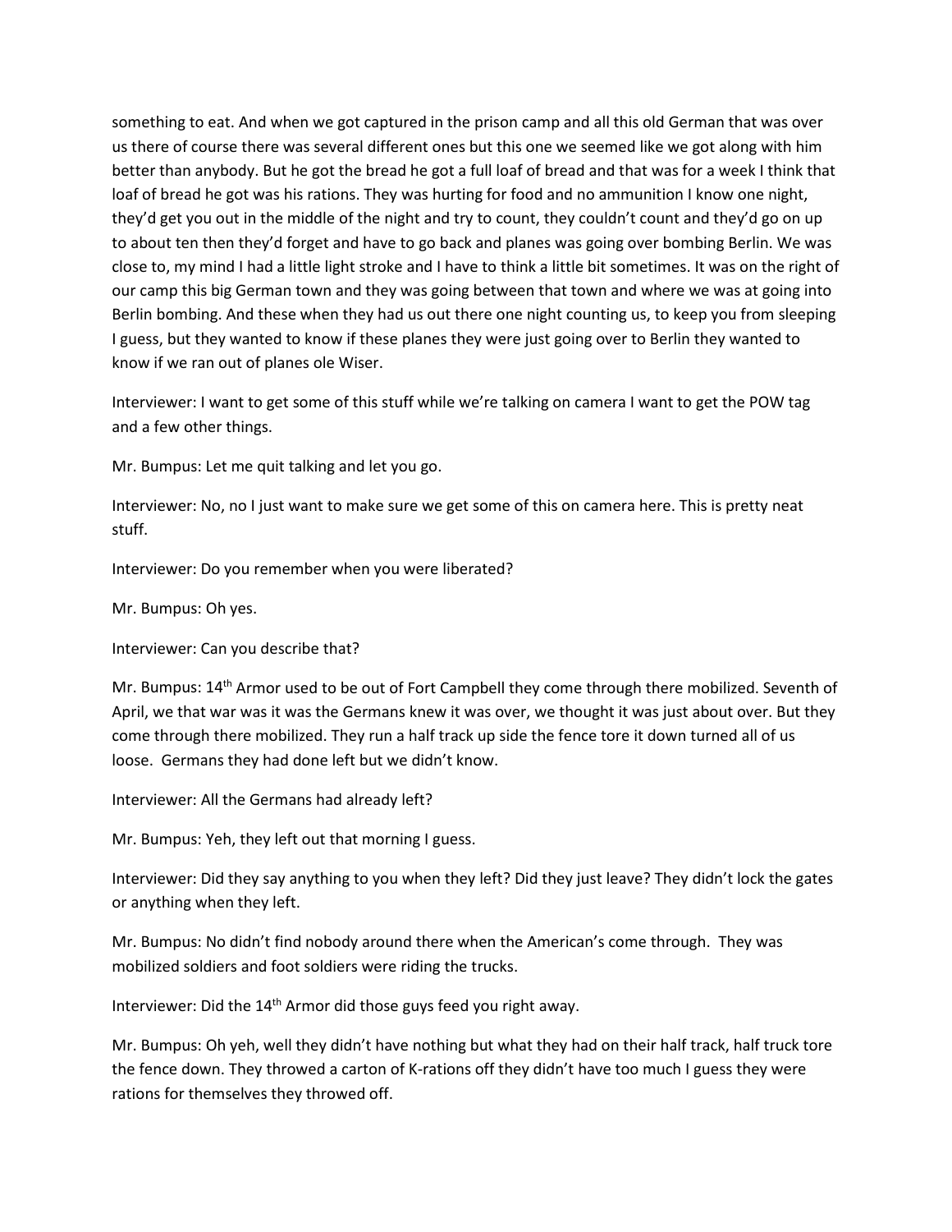something to eat. And when we got captured in the prison camp and all this old German that was over us there of course there was several different ones but this one we seemed like we got along with him better than anybody. But he got the bread he got a full loaf of bread and that was for a week I think that loaf of bread he got was his rations. They was hurting for food and no ammunition I know one night, they'd get you out in the middle of the night and try to count, they couldn't count and they'd go on up to about ten then they'd forget and have to go back and planes was going over bombing Berlin. We was close to, my mind I had a little light stroke and I have to think a little bit sometimes. It was on the right of our camp this big German town and they was going between that town and where we was at going into Berlin bombing. And these when they had us out there one night counting us, to keep you from sleeping I guess, but they wanted to know if these planes they were just going over to Berlin they wanted to know if we ran out of planes ole Wiser.

Interviewer: I want to get some of this stuff while we're talking on camera I want to get the POW tag and a few other things.

Mr. Bumpus: Let me quit talking and let you go.

Interviewer: No, no I just want to make sure we get some of this on camera here. This is pretty neat stuff.

Interviewer: Do you remember when you were liberated?

Mr. Bumpus: Oh yes.

Interviewer: Can you describe that?

Mr. Bumpus: 14th Armor used to be out of Fort Campbell they come through there mobilized. Seventh of April, we that war was it was the Germans knew it was over, we thought it was just about over. But they come through there mobilized. They run a half track up side the fence tore it down turned all of us loose. Germans they had done left but we didn't know.

Interviewer: All the Germans had already left?

Mr. Bumpus: Yeh, they left out that morning I guess.

Interviewer: Did they say anything to you when they left? Did they just leave? They didn't lock the gates or anything when they left.

Mr. Bumpus: No didn't find nobody around there when the American's come through. They was mobilized soldiers and foot soldiers were riding the trucks.

Interviewer: Did the 14th Armor did those guys feed you right away.

Mr. Bumpus: Oh yeh, well they didn't have nothing but what they had on their half track, half truck tore the fence down. They throwed a carton of K-rations off they didn't have too much I guess they were rations for themselves they throwed off.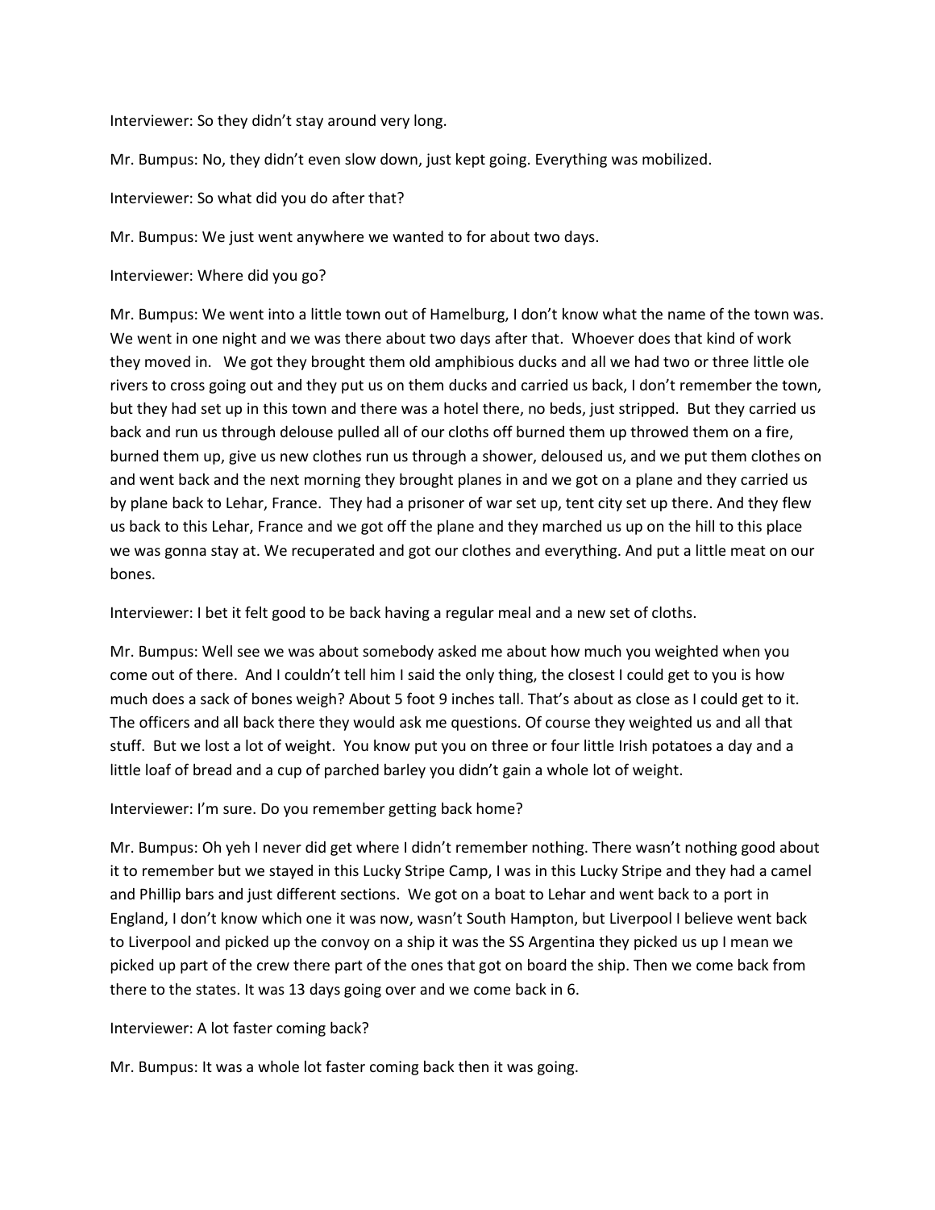Interviewer: So they didn't stay around very long.

Mr. Bumpus: No, they didn't even slow down, just kept going. Everything was mobilized.

Interviewer: So what did you do after that?

Mr. Bumpus: We just went anywhere we wanted to for about two days.

Interviewer: Where did you go?

Mr. Bumpus: We went into a little town out of Hamelburg, I don't know what the name of the town was. We went in one night and we was there about two days after that. Whoever does that kind of work they moved in. We got they brought them old amphibious ducks and all we had two or three little ole rivers to cross going out and they put us on them ducks and carried us back, I don't remember the town, but they had set up in this town and there was a hotel there, no beds, just stripped. But they carried us back and run us through delouse pulled all of our cloths off burned them up throwed them on a fire, burned them up, give us new clothes run us through a shower, deloused us, and we put them clothes on and went back and the next morning they brought planes in and we got on a plane and they carried us by plane back to Lehar, France. They had a prisoner of war set up, tent city set up there. And they flew us back to this Lehar, France and we got off the plane and they marched us up on the hill to this place we was gonna stay at. We recuperated and got our clothes and everything. And put a little meat on our bones.

Interviewer: I bet it felt good to be back having a regular meal and a new set of cloths.

Mr. Bumpus: Well see we was about somebody asked me about how much you weighted when you come out of there. And I couldn't tell him I said the only thing, the closest I could get to you is how much does a sack of bones weigh? About 5 foot 9 inches tall. That's about as close as I could get to it. The officers and all back there they would ask me questions. Of course they weighted us and all that stuff. But we lost a lot of weight. You know put you on three or four little Irish potatoes a day and a little loaf of bread and a cup of parched barley you didn't gain a whole lot of weight.

Interviewer: I'm sure. Do you remember getting back home?

Mr. Bumpus: Oh yeh I never did get where I didn't remember nothing. There wasn't nothing good about it to remember but we stayed in this Lucky Stripe Camp, I was in this Lucky Stripe and they had a camel and Phillip bars and just different sections. We got on a boat to Lehar and went back to a port in England, I don't know which one it was now, wasn't South Hampton, but Liverpool I believe went back to Liverpool and picked up the convoy on a ship it was the SS Argentina they picked us up I mean we picked up part of the crew there part of the ones that got on board the ship. Then we come back from there to the states. It was 13 days going over and we come back in 6.

Interviewer: A lot faster coming back?

Mr. Bumpus: It was a whole lot faster coming back then it was going.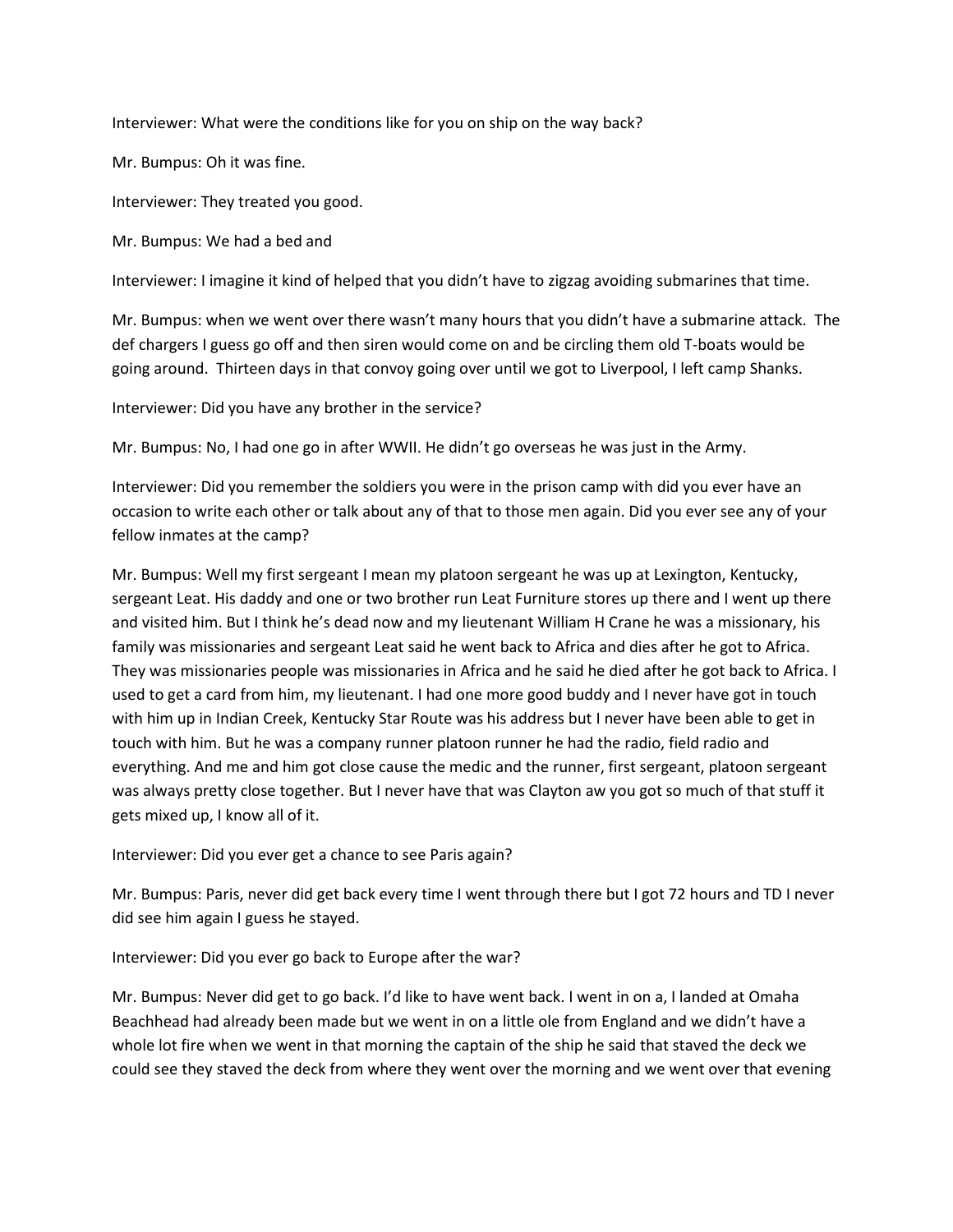Interviewer: What were the conditions like for you on ship on the way back?

Mr. Bumpus: Oh it was fine.

Interviewer: They treated you good.

Mr. Bumpus: We had a bed and

Interviewer: I imagine it kind of helped that you didn't have to zigzag avoiding submarines that time.

Mr. Bumpus: when we went over there wasn't many hours that you didn't have a submarine attack. The def chargers I guess go off and then siren would come on and be circling them old T-boats would be going around. Thirteen days in that convoy going over until we got to Liverpool, I left camp Shanks.

Interviewer: Did you have any brother in the service?

Mr. Bumpus: No, I had one go in after WWII. He didn't go overseas he was just in the Army.

Interviewer: Did you remember the soldiers you were in the prison camp with did you ever have an occasion to write each other or talk about any of that to those men again. Did you ever see any of your fellow inmates at the camp?

Mr. Bumpus: Well my first sergeant I mean my platoon sergeant he was up at Lexington, Kentucky, sergeant Leat. His daddy and one or two brother run Leat Furniture stores up there and I went up there and visited him. But I think he's dead now and my lieutenant William H Crane he was a missionary, his family was missionaries and sergeant Leat said he went back to Africa and dies after he got to Africa. They was missionaries people was missionaries in Africa and he said he died after he got back to Africa. I used to get a card from him, my lieutenant. I had one more good buddy and I never have got in touch with him up in Indian Creek, Kentucky Star Route was his address but I never have been able to get in touch with him. But he was a company runner platoon runner he had the radio, field radio and everything. And me and him got close cause the medic and the runner, first sergeant, platoon sergeant was always pretty close together. But I never have that was Clayton aw you got so much of that stuff it gets mixed up, I know all of it.

Interviewer: Did you ever get a chance to see Paris again?

Mr. Bumpus: Paris, never did get back every time I went through there but I got 72 hours and TD I never did see him again I guess he stayed.

Interviewer: Did you ever go back to Europe after the war?

Mr. Bumpus: Never did get to go back. I'd like to have went back. I went in on a, I landed at Omaha Beachhead had already been made but we went in on a little ole from England and we didn't have a whole lot fire when we went in that morning the captain of the ship he said that staved the deck we could see they staved the deck from where they went over the morning and we went over that evening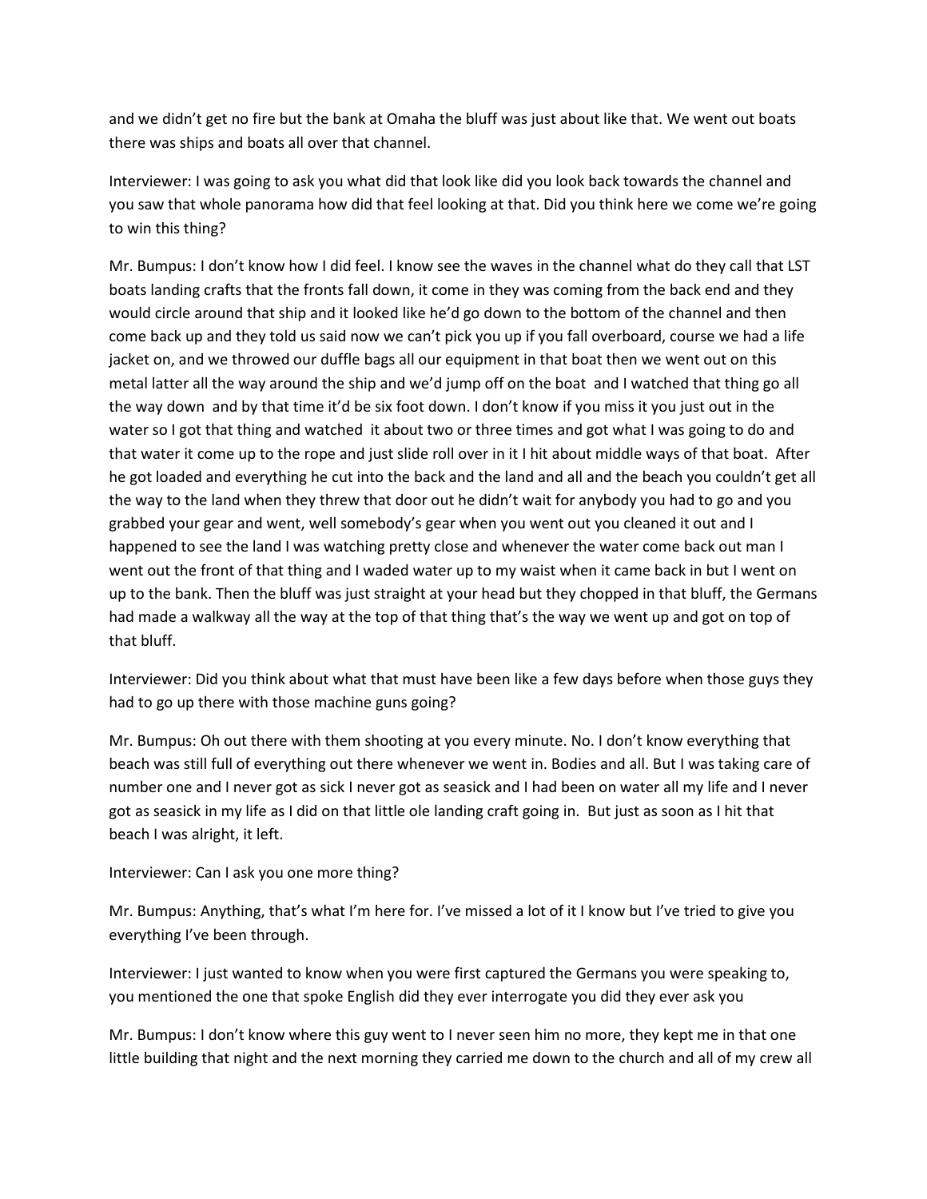and we didn't get no fire but the bank at Omaha the bluff was just about like that. We went out boats there was ships and boats all over that channel.

Interviewer: I was going to ask you what did that look like did you look back towards the channel and you saw that whole panorama how did that feel looking at that. Did you think here we come we're going to win this thing?

Mr. Bumpus: I don't know how I did feel. I know see the waves in the channel what do they call that LST boats landing crafts that the fronts fall down, it come in they was coming from the back end and they would circle around that ship and it looked like he'd go down to the bottom of the channel and then come back up and they told us said now we can't pick you up if you fall overboard, course we had a life jacket on, and we throwed our duffle bags all our equipment in that boat then we went out on this metal latter all the way around the ship and we'd jump off on the boat and I watched that thing go all the way down and by that time it'd be six foot down. I don't know if you miss it you just out in the water so I got that thing and watched it about two or three times and got what I was going to do and that water it come up to the rope and just slide roll over in it I hit about middle ways of that boat. After he got loaded and everything he cut into the back and the land and all and the beach you couldn't get all the way to the land when they threw that door out he didn't wait for anybody you had to go and you grabbed your gear and went, well somebody's gear when you went out you cleaned it out and I happened to see the land I was watching pretty close and whenever the water come back out man I went out the front of that thing and I waded water up to my waist when it came back in but I went on up to the bank. Then the bluff was just straight at your head but they chopped in that bluff, the Germans had made a walkway all the way at the top of that thing that's the way we went up and got on top of that bluff.

Interviewer: Did you think about what that must have been like a few days before when those guys they had to go up there with those machine guns going?

Mr. Bumpus: Oh out there with them shooting at you every minute. No. I don't know everything that beach was still full of everything out there whenever we went in. Bodies and all. But I was taking care of number one and I never got as sick I never got as seasick and I had been on water all my life and I never got as seasick in my life as I did on that little ole landing craft going in. But just as soon as I hit that beach I was alright, it left.

Interviewer: Can I ask you one more thing?

Mr. Bumpus: Anything, that's what I'm here for. I've missed a lot of it I know but I've tried to give you everything I've been through.

Interviewer: I just wanted to know when you were first captured the Germans you were speaking to, you mentioned the one that spoke English did they ever interrogate you did they ever ask you

Mr. Bumpus: I don't know where this guy went to I never seen him no more, they kept me in that one little building that night and the next morning they carried me down to the church and all of my crew all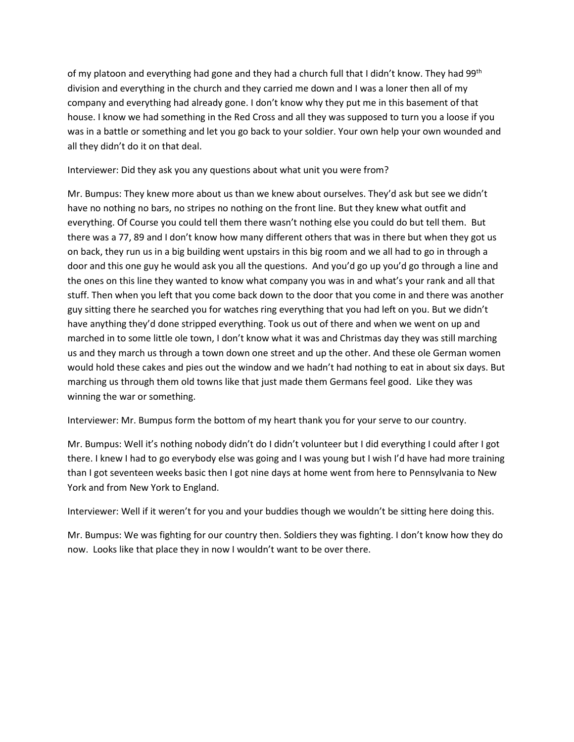of my platoon and everything had gone and they had a church full that I didn't know. They had 99th division and everything in the church and they carried me down and I was a loner then all of my company and everything had already gone. I don't know why they put me in this basement of that house. I know we had something in the Red Cross and all they was supposed to turn you a loose if you was in a battle or something and let you go back to your soldier. Your own help your own wounded and all they didn't do it on that deal.

Interviewer: Did they ask you any questions about what unit you were from?

Mr. Bumpus: They knew more about us than we knew about ourselves. They'd ask but see we didn't have no nothing no bars, no stripes no nothing on the front line. But they knew what outfit and everything. Of Course you could tell them there wasn't nothing else you could do but tell them. But there was a 77, 89 and I don't know how many different others that was in there but when they got us on back, they run us in a big building went upstairs in this big room and we all had to go in through a door and this one guy he would ask you all the questions. And you'd go up you'd go through a line and the ones on this line they wanted to know what company you was in and what's your rank and all that stuff. Then when you left that you come back down to the door that you come in and there was another guy sitting there he searched you for watches ring everything that you had left on you. But we didn't have anything they'd done stripped everything. Took us out of there and when we went on up and marched in to some little ole town, I don't know what it was and Christmas day they was still marching us and they march us through a town down one street and up the other. And these ole German women would hold these cakes and pies out the window and we hadn't had nothing to eat in about six days. But marching us through them old towns like that just made them Germans feel good. Like they was winning the war or something.

Interviewer: Mr. Bumpus form the bottom of my heart thank you for your serve to our country.

Mr. Bumpus: Well it's nothing nobody didn't do I didn't volunteer but I did everything I could after I got there. I knew I had to go everybody else was going and I was young but I wish I'd have had more training than I got seventeen weeks basic then I got nine days at home went from here to Pennsylvania to New York and from New York to England.

Interviewer: Well if it weren't for you and your buddies though we wouldn't be sitting here doing this.

Mr. Bumpus: We was fighting for our country then. Soldiers they was fighting. I don't know how they do now. Looks like that place they in now I wouldn't want to be over there.